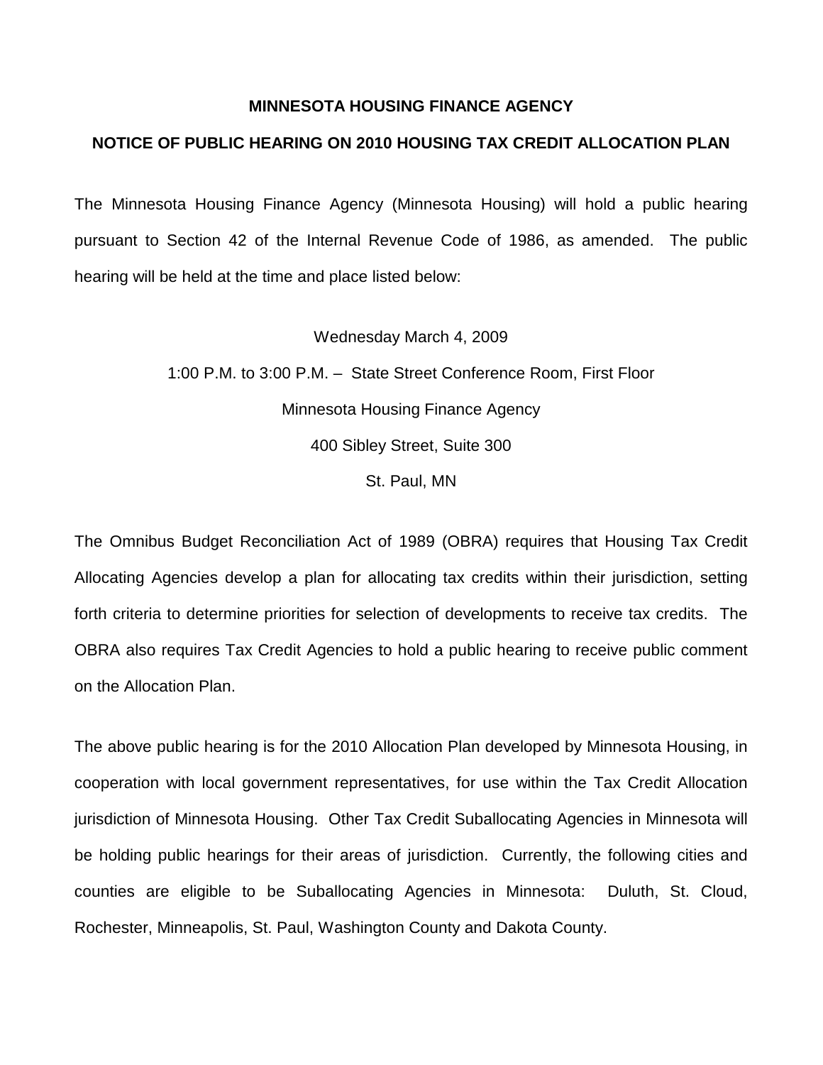**MINNESOTA HOUSING FINANCE AGENCY**

**NOTICE OF PUBLIC HEARING ON 2010 HOUSING TAX CREDIT ALLOCATION PLAN**

The Minnesota Housing Finance Agency (Minnesota Housing) will hold a public hearing pursuant to Section 42 of the Internal Revenue Code of 1986, as amended. The public hearing will be held at the time and place listed below:

Wednesday March 4, 2009

1:00 P.M. to 3:00 P.M. – State Street Conference Room, First Floor

Minnesota Housing Finance Agency

400 Sibley Street, Suite 300

St. Paul, MN

The Omnibus Budget Reconciliation Act of 1989 (OBRA) requires that Housing Tax Credit Allocating Agencies develop a plan for allocating tax credits within their jurisdiction, setting forth criteria to determine priorities for selection of developments to receive tax credits. The OBRA also requires Tax Credit Agencies to hold a public hearing to receive public comment on the Allocation Plan.

The above public hearing is for the 2010 Allocation Plan developed by Minnesota Housing, in cooperation with local government representatives, for use within the Tax Credit Allocation jurisdiction of Minnesota Housing. Other Tax Credit Suballocating Agencies in Minnesota will be holding public hearings for their areas of jurisdiction. Currently, the following cities and counties are eligible to be Suballocating Agencies in Minnesota: Duluth, St. Cloud, Rochester, Minneapolis, St. Paul, Washington County and Dakota County.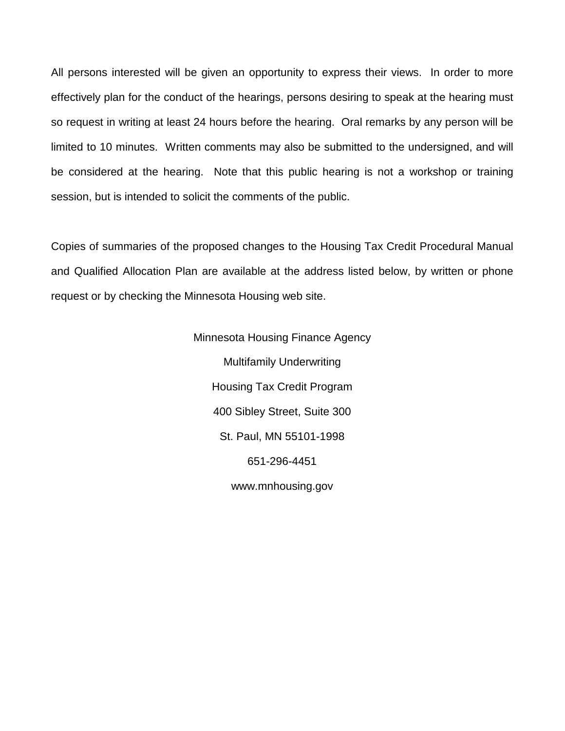All persons interested will be given an opportunity to express their views. In order to more effectively plan for the conduct of the hearings, persons desiring to speak at the hearing must so request in writing at least 24 hours before the hearing. Oral remarks by any person will be limited to 10 minutes. Written comments may also be submitted to the undersigned, and will be considered at the hearing. Note that this public hearing is not a workshop or training session, but is intended to solicit the comments of the public.

Copies of summaries of the proposed changes to the Housing Tax Credit Procedural Manual and Qualified Allocation Plan are available at the address listed below, by written or phone request or by checking the Minnesota Housing web site.

Minnesota Housing Finance Agency
Multifamily Underwriting
Housing Tax Credit Program
400 Sibley Street, Suite 300
St. Paul, MN 55101-1998
651-296-4451
www.mnhousing.gov